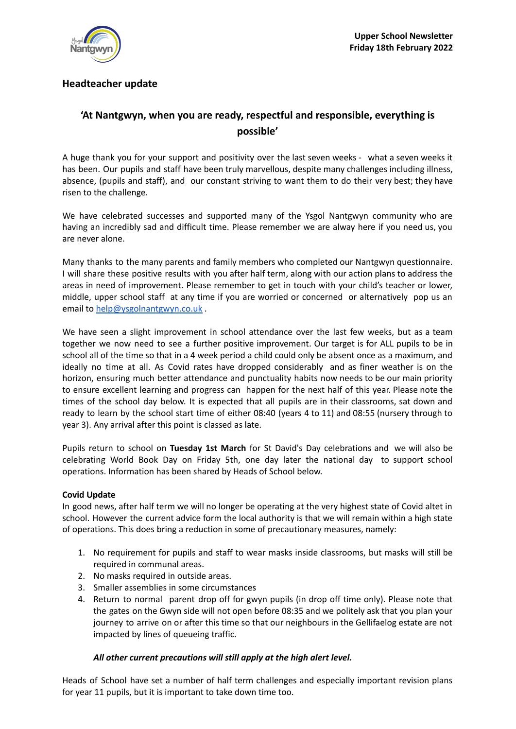Upper School Newsletter
Friday 18th February 2022

## Headteacher update

### 'At Nantgwyn, when you are ready, respectful and responsible, everything is possible'

A huge thank you for your support and positivity over the last seven weeks - what a seven weeks it has been. Our pupils and staff have been truly marvellous, despite many challenges including illness, absence, (pupils and staff), and our constant striving to want them to do their very best; they have risen to the challenge.

We have celebrated successes and supported many of the Ysgol Nantgwyn community who are having an incredibly sad and difficult time. Please remember we are alway here if you need us, you are never alone.

Many thanks to the many parents and family members who completed our Nantgwyn questionnaire. I will share these positive results with you after half term, along with our action plans to address the areas in need of improvement. Please remember to get in touch with your child's teacher or lower, middle, upper school staff at any time if you are worried or concerned or alternatively pop us an email to help@ysgolnantgwyn.co.uk .

We have seen a slight improvement in school attendance over the last few weeks, but as a team together we now need to see a further positive improvement. Our target is for ALL pupils to be in school all of the time so that in a 4 week period a child could only be absent once as a maximum, and ideally no time at all. As Covid rates have dropped considerably and as finer weather is on the horizon, ensuring much better attendance and punctuality habits now needs to be our main priority to ensure excellent learning and progress can happen for the next half of this year. Please note the times of the school day below. It is expected that all pupils are in their classrooms, sat down and ready to learn by the school start time of either 08:40 (years 4 to 11) and 08:55 (nursery through to year 3). Any arrival after this point is classed as late.

Pupils return to school on **Tuesday 1st March** for St David's Day celebrations and we will also be celebrating World Book Day on Friday 5th, one day later the national day to support school operations. Information has been shared by Heads of School below.

**Covid Update**

In good news, after half term we will no longer be operating at the very highest state of Covid altet in school. However the current advice form the local authority is that we will remain within a high state of operations. This does bring a reduction in some of precautionary measures, namely:

1. No requirement for pupils and staff to wear masks inside classrooms, but masks will still be required in communal areas.
2. No masks required in outside areas.
3. Smaller assemblies in some circumstances
4. Return to normal parent drop off for gwyn pupils (in drop off time only). Please note that the gates on the Gwyn side will not open before 08:35 and we politely ask that you plan your journey to arrive on or after this time so that our neighbours in the Gellifaelog estate are not impacted by lines of queueing traffic.

***All other current precautions will still apply at the high alert level.***

Heads of School have set a number of half term challenges and especially important revision plans for year 11 pupils, but it is important to take down time too.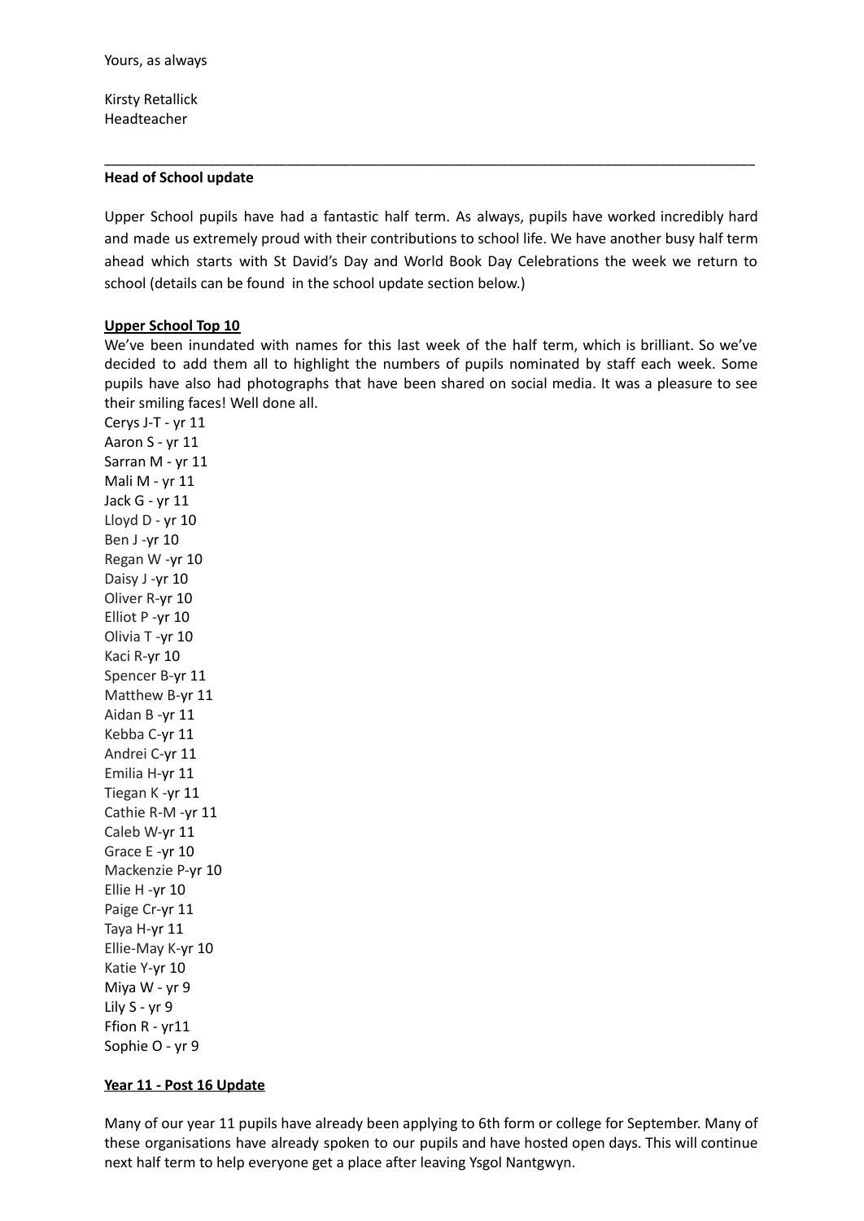Yours, as always

Kirsty Retallick
Headteacher

---

**Head of School update**

Upper School pupils have had a fantastic half term. As always, pupils have worked incredibly hard and made us extremely proud with their contributions to school life. We have another busy half term ahead which starts with St David's Day and World Book Day Celebrations the week we return to school (details can be found in the school update section below.)

**Upper School Top 10**

We've been inundated with names for this last week of the half term, which is brilliant. So we've decided to add them all to highlight the numbers of pupils nominated by staff each week. Some pupils have also had photographs that have been shared on social media. It was a pleasure to see their smiling faces! Well done all.

Cerys J-T - yr 11
Aaron S - yr 11
Sarran M - yr 11
Mali M - yr 11
Jack G - yr 11
Lloyd D - yr 10
Ben J -yr 10
Regan W -yr 10
Daisy J -yr 10
Oliver R-yr 10
Elliot P -yr 10
Olivia T -yr 10
Kaci R-yr 10
Spencer B-yr 11
Matthew B-yr 11
Aidan B -yr 11
Kebba C-yr 11
Andrei C-yr 11
Emilia H-yr 11
Tiegan K -yr 11
Cathie R-M -yr 11
Caleb W-yr 11
Grace E -yr 10
Mackenzie P-yr 10
Ellie H -yr 10
Paige Cr-yr 11
Taya H-yr 11
Ellie-May K-yr 10
Katie Y-yr 10
Miya W - yr 9
Lily S - yr 9
Ffion R - yr11
Sophie O - yr 9

**Year 11 - Post 16 Update**

Many of our year 11 pupils have already been applying to 6th form or college for September. Many of these organisations have already spoken to our pupils and have hosted open days. This will continue next half term to help everyone get a place after leaving Ysgol Nantgwyn.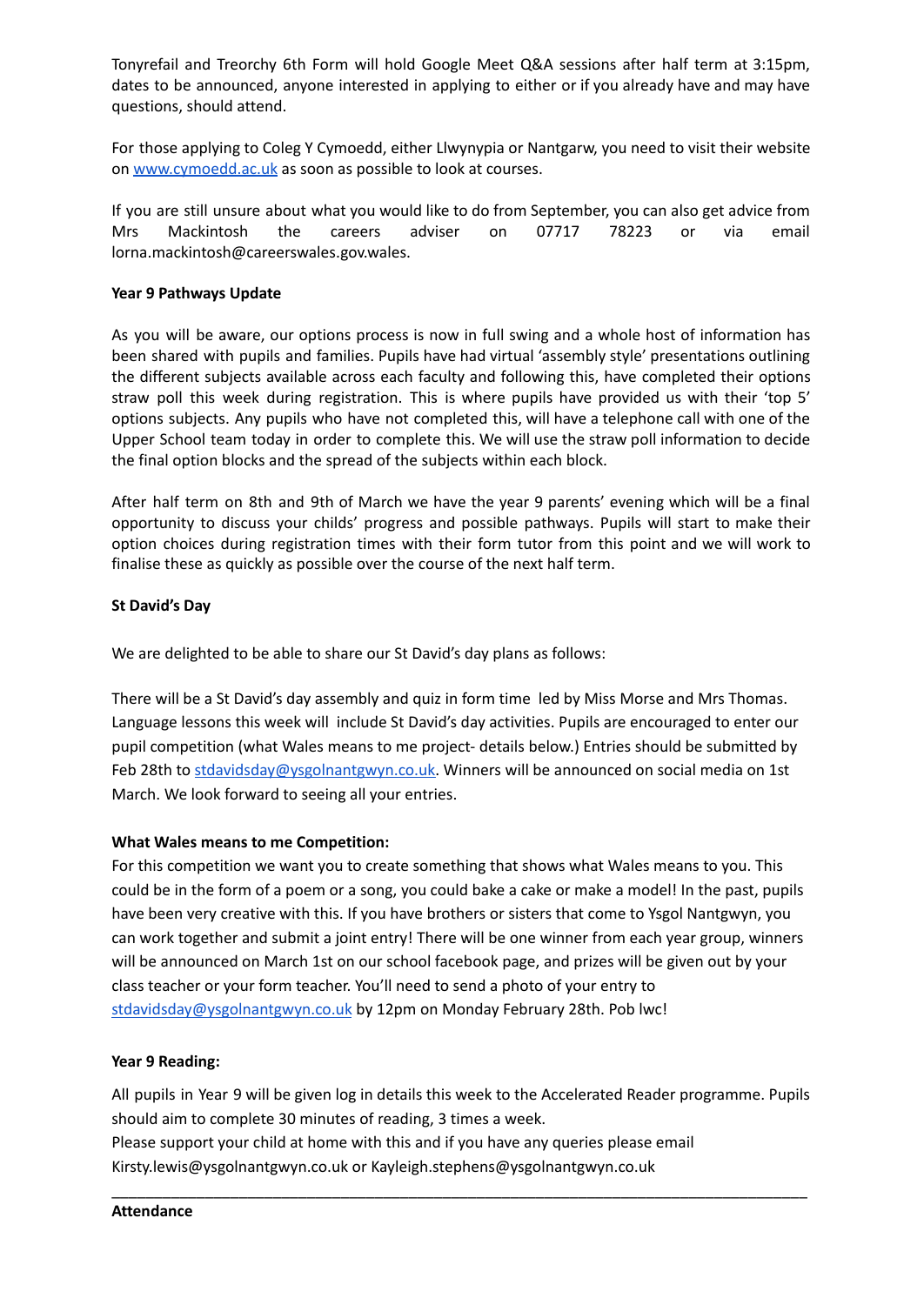Tonyrefail and Treorchy 6th Form will hold Google Meet Q&A sessions after half term at 3:15pm, dates to be announced, anyone interested in applying to either or if you already have and may have questions, should attend.

For those applying to Coleg Y Cymoedd, either Llwynypia or Nantgarw, you need to visit their website on [www.cymoedd.ac.uk](http://www.cymoedd.ac.uk) as soon as possible to look at courses.

If you are still unsure about what you would like to do from September, you can also get advice from Mrs Mackintosh the careers adviser on 07717 78223 or via email lorna.mackintosh@careerswales.gov.wales.

**Year 9 Pathways Update**

As you will be aware, our options process is now in full swing and a whole host of information has been shared with pupils and families. Pupils have had virtual 'assembly style' presentations outlining the different subjects available across each faculty and following this, have completed their options straw poll this week during registration. This is where pupils have provided us with their 'top 5' options subjects. Any pupils who have not completed this, will have a telephone call with one of the Upper School team today in order to complete this. We will use the straw poll information to decide the final option blocks and the spread of the subjects within each block.

After half term on 8th and 9th of March we have the year 9 parents' evening which will be a final opportunity to discuss your childs' progress and possible pathways. Pupils will start to make their option choices during registration times with their form tutor from this point and we will work to finalise these as quickly as possible over the course of the next half term.

**St David's Day**

We are delighted to be able to share our St David's day plans as follows:

There will be a St David's day assembly and quiz in form time led by Miss Morse and Mrs Thomas. Language lessons this week will include St David's day activities. Pupils are encouraged to enter our pupil competition (what Wales means to me project- details below.) Entries should be submitted by Feb 28th to [stdavidsday@ysgolnantgwyn.co.uk](mailto:stdavidsday@ysgolnantgwyn.co.uk). Winners will be announced on social media on 1st March. We look forward to seeing all your entries.

**What Wales means to me Competition:**

For this competition we want you to create something that shows what Wales means to you. This could be in the form of a poem or a song, you could bake a cake or make a model! In the past, pupils have been very creative with this. If you have brothers or sisters that come to Ysgol Nantgwyn, you can work together and submit a joint entry! There will be one winner from each year group, winners will be announced on March 1st on our school facebook page, and prizes will be given out by your class teacher or your form teacher. You'll need to send a photo of your entry to [stdavidsday@ysgolnantgwyn.co.uk](mailto:stdavidsday@ysgolnantgwyn.co.uk) by 12pm on Monday February 28th. Pob lwc!

**Year 9 Reading:**

All pupils in Year 9 will be given log in details this week to the Accelerated Reader programme. Pupils should aim to complete 30 minutes of reading, 3 times a week.
Please support your child at home with this and if you have any queries please email Kirsty.lewis@ysgolnantgwyn.co.uk or Kayleigh.stephens@ysgolnantgwyn.co.uk

---

**Attendance**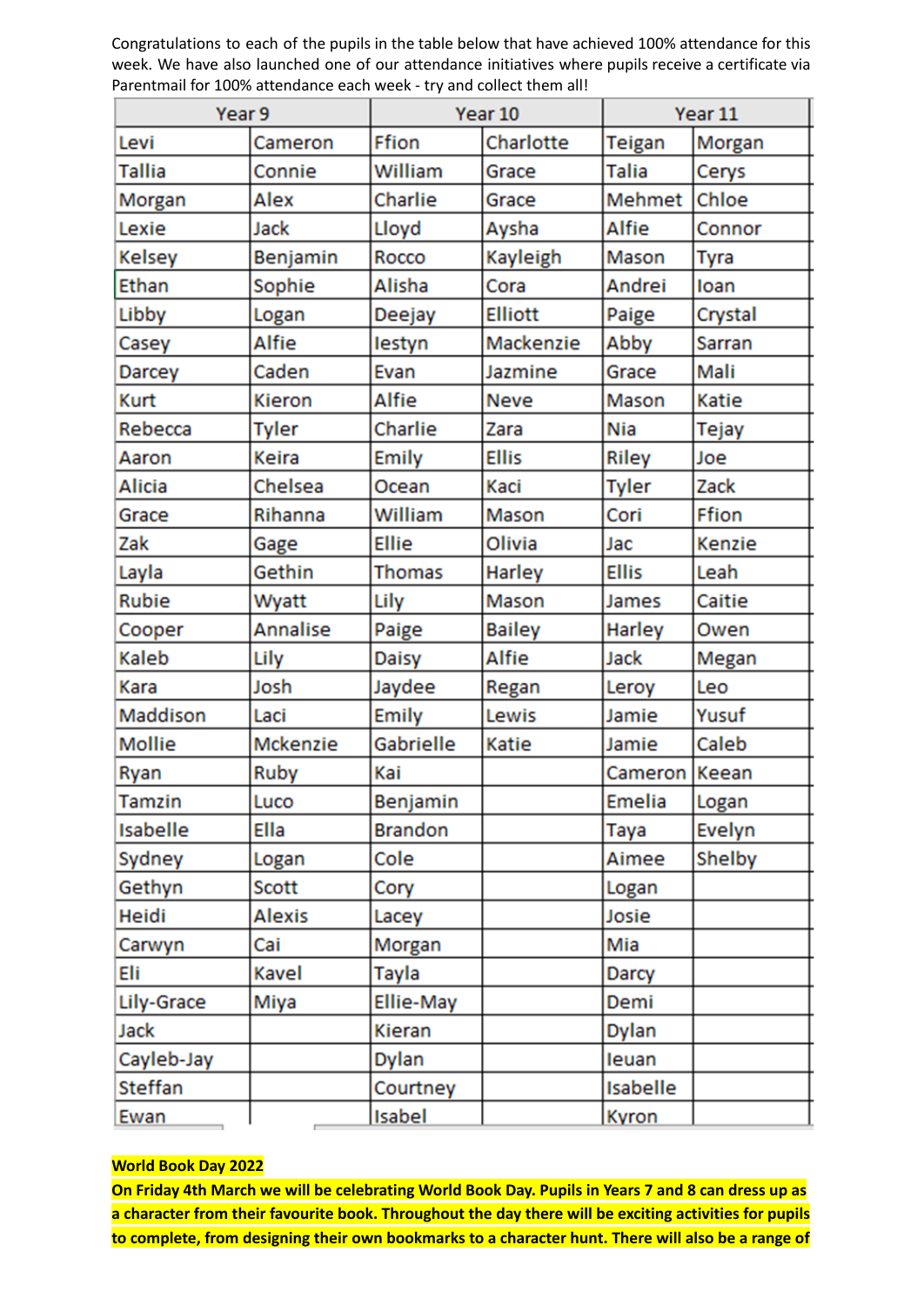Congratulations to each of the pupils in the table below that have achieved 100% attendance for this week. We have also launched one of our attendance initiatives where pupils receive a certificate via Parentmail for 100% attendance each week - try and collect them all!

| Year 9 | | Year 10 | | Year 11 | |
|---|---|---|---|---|---|
| Levi | Cameron | Ffion | Charlotte | Teigan | Morgan |
| Tallia | Connie | William | Grace | Talia | Cerys |
| Morgan | Alex | Charlie | Grace | Mehmet | Chloe |
| Lexie | Jack | Lloyd | Aysha | Alfie | Connor |
| Kelsey | Benjamin | Rocco | Kayleigh | Mason | Tyra |
| Ethan | Sophie | Alisha | Cora | Andrei | Ioan |
| Libby | Logan | Deejay | Elliott | Paige | Crystal |
| Casey | Alfie | Iestyn | Mackenzie | Abby | Sarran |
| Darcey | Caden | Evan | Jazmine | Grace | Mali |
| Kurt | Kieron | Alfie | Neve | Mason | Katie |
| Rebecca | Tyler | Charlie | Zara | Nia | Tejay |
| Aaron | Keira | Emily | Ellis | Riley | Joe |
| Alicia | Chelsea | Ocean | Kaci | Tyler | Zack |
| Grace | Rihanna | William | Mason | Cori | Ffion |
| Zak | Gage | Ellie | Olivia | Jac | Kenzie |
| Layla | Gethin | Thomas | Harley | Ellis | Leah |
| Rubie | Wyatt | Lily | Mason | James | Caitie |
| Cooper | Annalise | Paige | Bailey | Harley | Owen |
| Kaleb | Lily | Daisy | Alfie | Jack | Megan |
| Kara | Josh | Jaydee | Regan | Leroy | Leo |
| Maddison | Laci | Emily | Lewis | Jamie | Yusuf |
| Mollie | Mckenzie | Gabrielle | Katie | Jamie | Caleb |
| Ryan | Ruby | Kai | | Cameron | Keean |
| Tamzin | Luco | Benjamin | | Emelia | Logan |
| Isabelle | Ella | Brandon | | Taya | Evelyn |
| Sydney | Logan | Cole | | Aimee | Shelby |
| Gethyn | Scott | Cory | | Logan | |
| Heidi | Alexis | Lacey | | Josie | |
| Carwyn | Cai | Morgan | | Mia | |
| Eli | Kavel | Tayla | | Darcy | |
| Lily-Grace | Miya | Ellie-May | | Demi | |
| Jack | | Kieran | | Dylan | |
| Cayleb-Jay | | Dylan | | Ieuan | |
| Steffan | | Courtney | | Isabelle | |
| Ewan | | Isabel | | Kyron | |

**World Book Day 2022**

**On Friday 4th March we will be celebrating World Book Day. Pupils in Years 7 and 8 can dress up as a character from their favourite book. Throughout the day there will be exciting activities for pupils to complete, from designing their own bookmarks to a character hunt. There will also be a range of**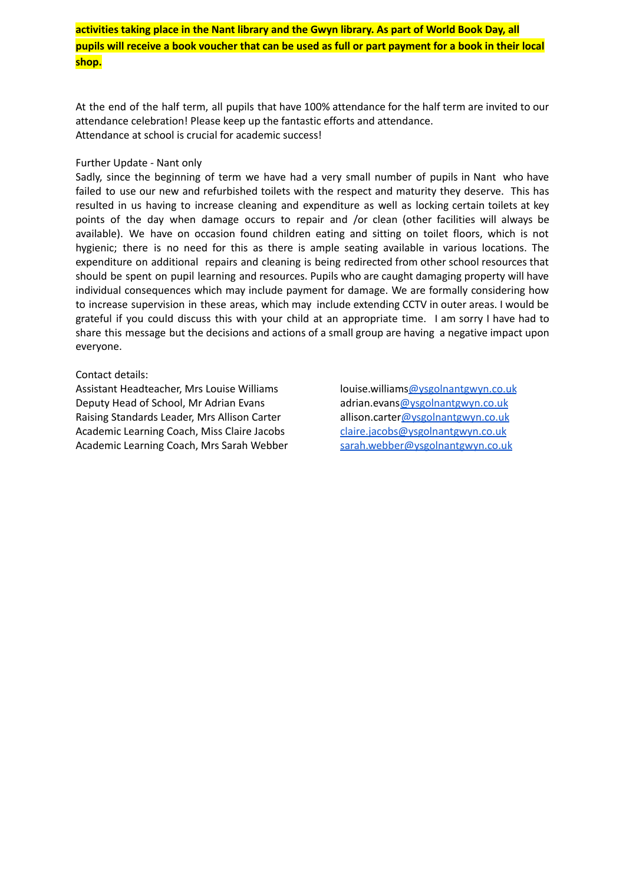**activities taking place in the Nant library and the Gwyn library. As part of World Book Day, all pupils will receive a book voucher that can be used as full or part payment for a book in their local shop.**

At the end of the half term, all pupils that have 100% attendance for the half term are invited to our attendance celebration! Please keep up the fantastic efforts and attendance.
Attendance at school is crucial for academic success!

Further Update - Nant only
Sadly, since the beginning of term we have had a very small number of pupils in Nant who have failed to use our new and refurbished toilets with the respect and maturity they deserve. This has resulted in us having to increase cleaning and expenditure as well as locking certain toilets at key points of the day when damage occurs to repair and /or clean (other facilities will always be available). We have on occasion found children eating and sitting on toilet floors, which is not hygienic; there is no need for this as there is ample seating available in various locations. The expenditure on additional repairs and cleaning is being redirected from other school resources that should be spent on pupil learning and resources. Pupils who are caught damaging property will have individual consequences which may include payment for damage. We are formally considering how to increase supervision in these areas, which may include extending CCTV in outer areas. I would be grateful if you could discuss this with your child at an appropriate time. I am sorry I have had to share this message but the decisions and actions of a small group are having a negative impact upon everyone.

Contact details:

| | |
|---|---|
| Assistant Headteacher, Mrs Louise Williams | louise.williams@ysgolnantgwyn.co.uk |
| Deputy Head of School, Mr Adrian Evans | adrian.evans@ysgolnantgwyn.co.uk |
| Raising Standards Leader, Mrs Allison Carter | allison.carter@ysgolnantgwyn.co.uk |
| Academic Learning Coach, Miss Claire Jacobs | claire.jacobs@ysgolnantgwyn.co.uk |
| Academic Learning Coach, Mrs Sarah Webber | sarah.webber@ysgolnantgwyn.co.uk |